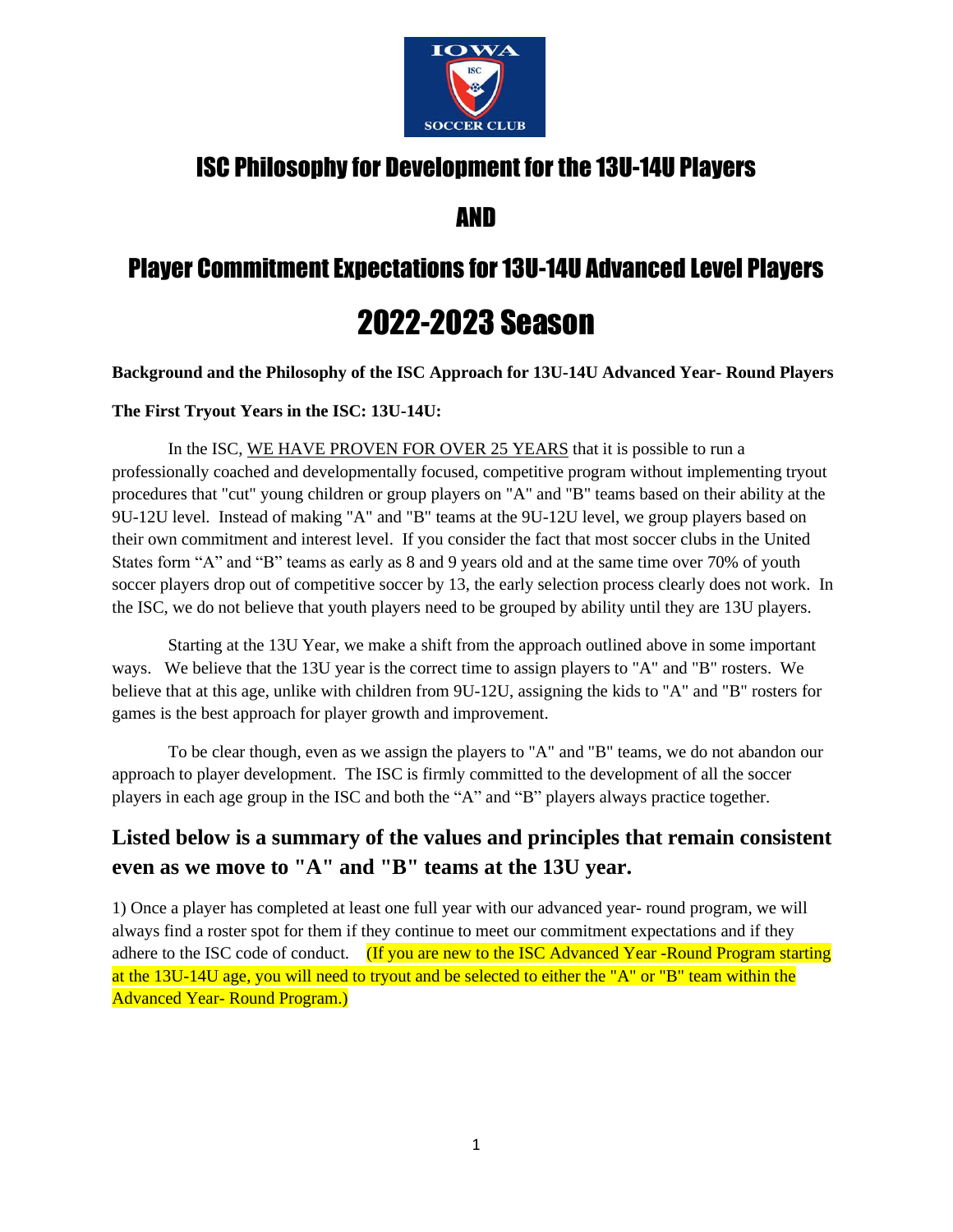# ISC Philosophy for Development for the 13U-14U Players

# AND

# Player Commitment Expectations for 13U-14U Advanced Level Players

# 2022-2023 Season

**Background and the Philosophy of the ISC Approach for 13U-14U Advanced Year- Round Players**

**The First Tryout Years in the ISC: 13U-14U:**

In the ISC, WE HAVE PROVEN FOR OVER 25 YEARS that it is possible to run a professionally coached and developmentally focused, competitive program without implementing tryout procedures that "cut" young children or group players on "A" and "B" teams based on their ability at the 9U-12U level. Instead of making "A" and "B" teams at the 9U-12U level, we group players based on their own commitment and interest level. If you consider the fact that most soccer clubs in the United States form "A" and "B" teams as early as 8 and 9 years old and at the same time over 70% of youth soccer players drop out of competitive soccer by 13, the early selection process clearly does not work. In the ISC, we do not believe that youth players need to be grouped by ability until they are 13U players.

Starting at the 13U Year, we make a shift from the approach outlined above in some important ways. We believe that the 13U year is the correct time to assign players to "A" and "B" rosters. We believe that at this age, unlike with children from 9U-12U, assigning the kids to "A" and "B" rosters for games is the best approach for player growth and improvement.

To be clear though, even as we assign the players to "A" and "B" teams, we do not abandon our approach to player development. The ISC is firmly committed to the development of all the soccer players in each age group in the ISC and both the "A" and "B" players always practice together.

## Listed below is a summary of the values and principles that remain consistent even as we move to "A" and "B" teams at the 13U year.

1) Once a player has completed at least one full year with our advanced year- round program, we will always find a roster spot for them if they continue to meet our commitment expectations and if they adhere to the ISC code of conduct. (If you are new to the ISC Advanced Year -Round Program starting at the 13U-14U age, you will need to tryout and be selected to either the "A" or "B" team within the Advanced Year- Round Program.)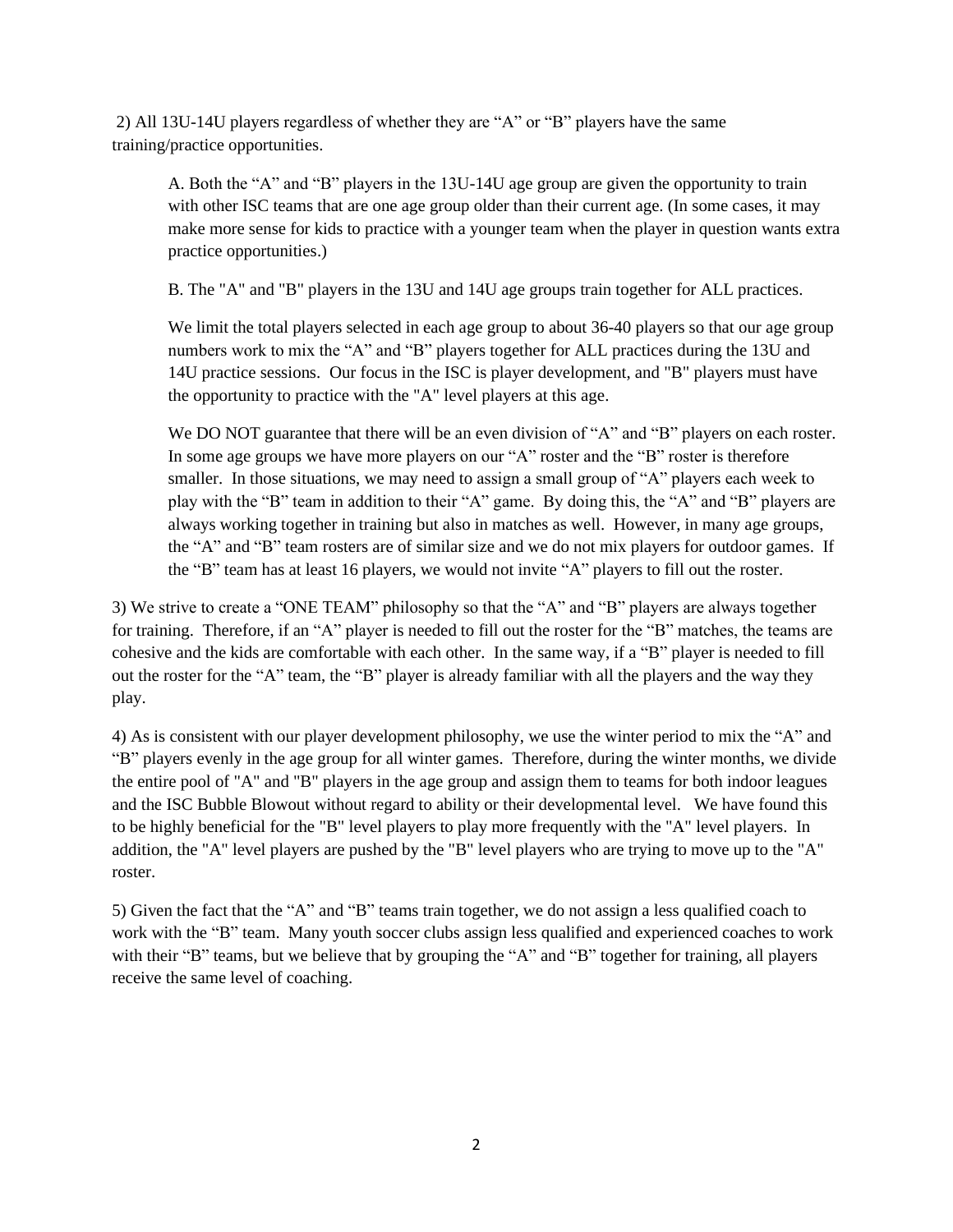2) All 13U-14U players regardless of whether they are "A" or "B" players have the same training/practice opportunities.

> A. Both the "A" and "B" players in the 13U-14U age group are given the opportunity to train with other ISC teams that are one age group older than their current age. (In some cases, it may make more sense for kids to practice with a younger team when the player in question wants extra practice opportunities.)
>
> B. The "A" and "B" players in the 13U and 14U age groups train together for ALL practices.
>
> We limit the total players selected in each age group to about 36-40 players so that our age group numbers work to mix the "A" and "B" players together for ALL practices during the 13U and 14U practice sessions. Our focus in the ISC is player development, and "B" players must have the opportunity to practice with the "A" level players at this age.
>
> We DO NOT guarantee that there will be an even division of "A" and "B" players on each roster. In some age groups we have more players on our "A" roster and the "B" roster is therefore smaller. In those situations, we may need to assign a small group of "A" players each week to play with the "B" team in addition to their "A" game. By doing this, the "A" and "B" players are always working together in training but also in matches as well. However, in many age groups, the "A" and "B" team rosters are of similar size and we do not mix players for outdoor games. If the "B" team has at least 16 players, we would not invite "A" players to fill out the roster.

3) We strive to create a "ONE TEAM" philosophy so that the "A" and "B" players are always together for training. Therefore, if an "A" player is needed to fill out the roster for the "B" matches, the teams are cohesive and the kids are comfortable with each other. In the same way, if a "B" player is needed to fill out the roster for the "A" team, the "B" player is already familiar with all the players and the way they play.

4) As is consistent with our player development philosophy, we use the winter period to mix the "A" and "B" players evenly in the age group for all winter games. Therefore, during the winter months, we divide the entire pool of "A" and "B" players in the age group and assign them to teams for both indoor leagues and the ISC Bubble Blowout without regard to ability or their developmental level. We have found this to be highly beneficial for the "B" level players to play more frequently with the "A" level players. In addition, the "A" level players are pushed by the "B" level players who are trying to move up to the "A" roster.

5) Given the fact that the "A" and "B" teams train together, we do not assign a less qualified coach to work with the "B" team. Many youth soccer clubs assign less qualified and experienced coaches to work with their "B" teams, but we believe that by grouping the "A" and "B" together for training, all players receive the same level of coaching.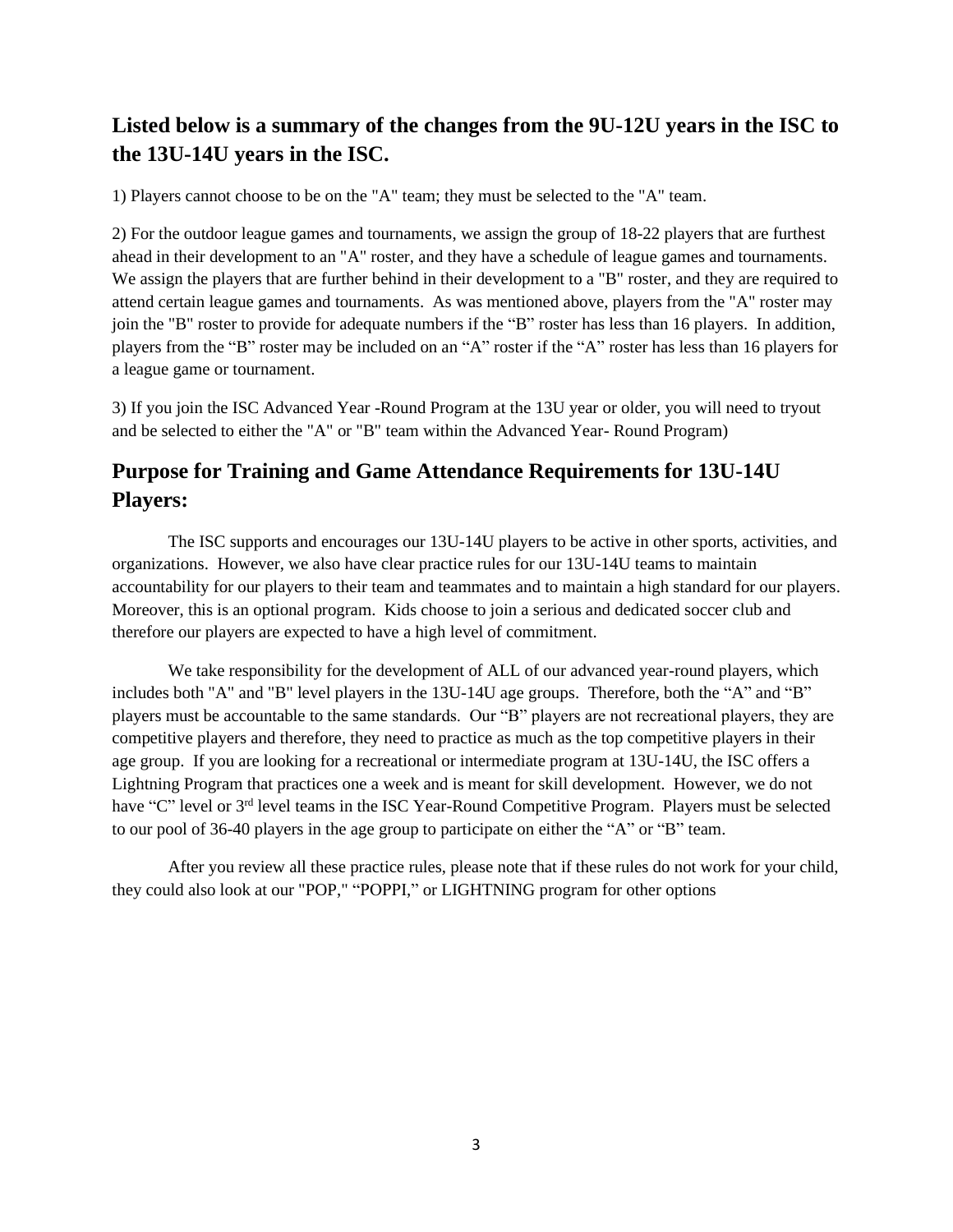## Listed below is a summary of the changes from the 9U-12U years in the ISC to the 13U-14U years in the ISC.

1) Players cannot choose to be on the "A" team; they must be selected to the "A" team.

2) For the outdoor league games and tournaments, we assign the group of 18-22 players that are furthest ahead in their development to an "A" roster, and they have a schedule of league games and tournaments. We assign the players that are further behind in their development to a "B" roster, and they are required to attend certain league games and tournaments. As was mentioned above, players from the "A" roster may join the "B" roster to provide for adequate numbers if the "B" roster has less than 16 players. In addition, players from the "B" roster may be included on an "A" roster if the "A" roster has less than 16 players for a league game or tournament.

3) If you join the ISC Advanced Year -Round Program at the 13U year or older, you will need to tryout and be selected to either the "A" or "B" team within the Advanced Year- Round Program)

## Purpose for Training and Game Attendance Requirements for 13U-14U Players:

The ISC supports and encourages our 13U-14U players to be active in other sports, activities, and organizations. However, we also have clear practice rules for our 13U-14U teams to maintain accountability for our players to their team and teammates and to maintain a high standard for our players. Moreover, this is an optional program. Kids choose to join a serious and dedicated soccer club and therefore our players are expected to have a high level of commitment.

We take responsibility for the development of ALL of our advanced year-round players, which includes both "A" and "B" level players in the 13U-14U age groups. Therefore, both the "A" and "B" players must be accountable to the same standards. Our "B" players are not recreational players, they are competitive players and therefore, they need to practice as much as the top competitive players in their age group. If you are looking for a recreational or intermediate program at 13U-14U, the ISC offers a Lightning Program that practices one a week and is meant for skill development. However, we do not have "C" level or 3rd level teams in the ISC Year-Round Competitive Program. Players must be selected to our pool of 36-40 players in the age group to participate on either the "A" or "B" team.

After you review all these practice rules, please note that if these rules do not work for your child, they could also look at our "POP," "POPPI," or LIGHTNING program for other options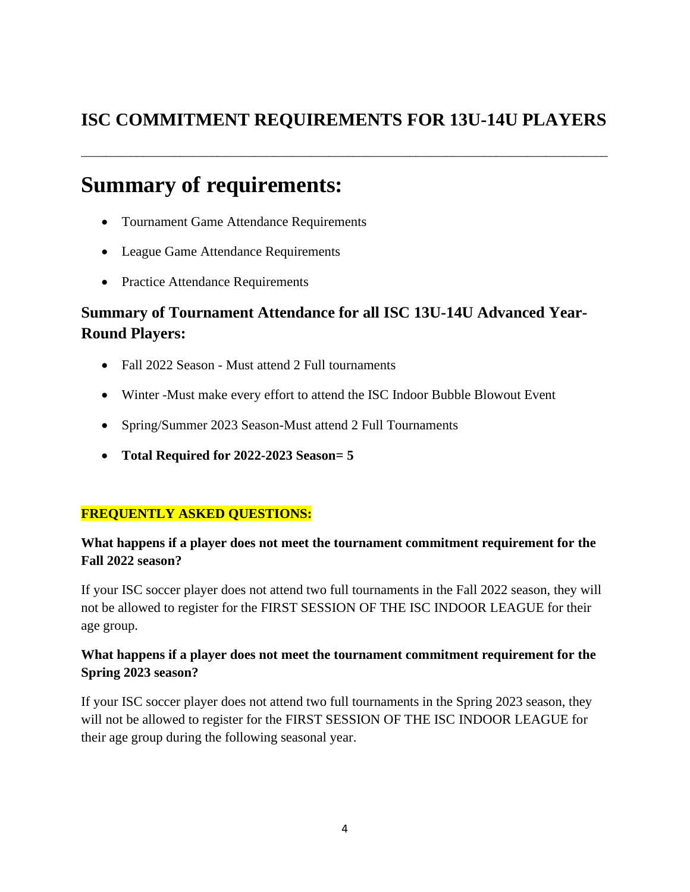## ISC COMMITMENT REQUIREMENTS FOR 13U-14U PLAYERS

---

# Summary of requirements:

- Tournament Game Attendance Requirements
- League Game Attendance Requirements
- Practice Attendance Requirements

### Summary of Tournament Attendance for all ISC 13U-14U Advanced Year-Round Players:

- Fall 2022 Season - Must attend 2 Full tournaments
- Winter -Must make every effort to attend the ISC Indoor Bubble Blowout Event
- Spring/Summer 2023 Season-Must attend 2 Full Tournaments
- **Total Required for 2022-2023 Season= 5**

**FREQUENTLY ASKED QUESTIONS:**

**What happens if a player does not meet the tournament commitment requirement for the Fall 2022 season?**

If your ISC soccer player does not attend two full tournaments in the Fall 2022 season, they will not be allowed to register for the FIRST SESSION OF THE ISC INDOOR LEAGUE for their age group.

**What happens if a player does not meet the tournament commitment requirement for the Spring 2023 season?**

If your ISC soccer player does not attend two full tournaments in the Spring 2023 season, they will not be allowed to register for the FIRST SESSION OF THE ISC INDOOR LEAGUE for their age group during the following seasonal year.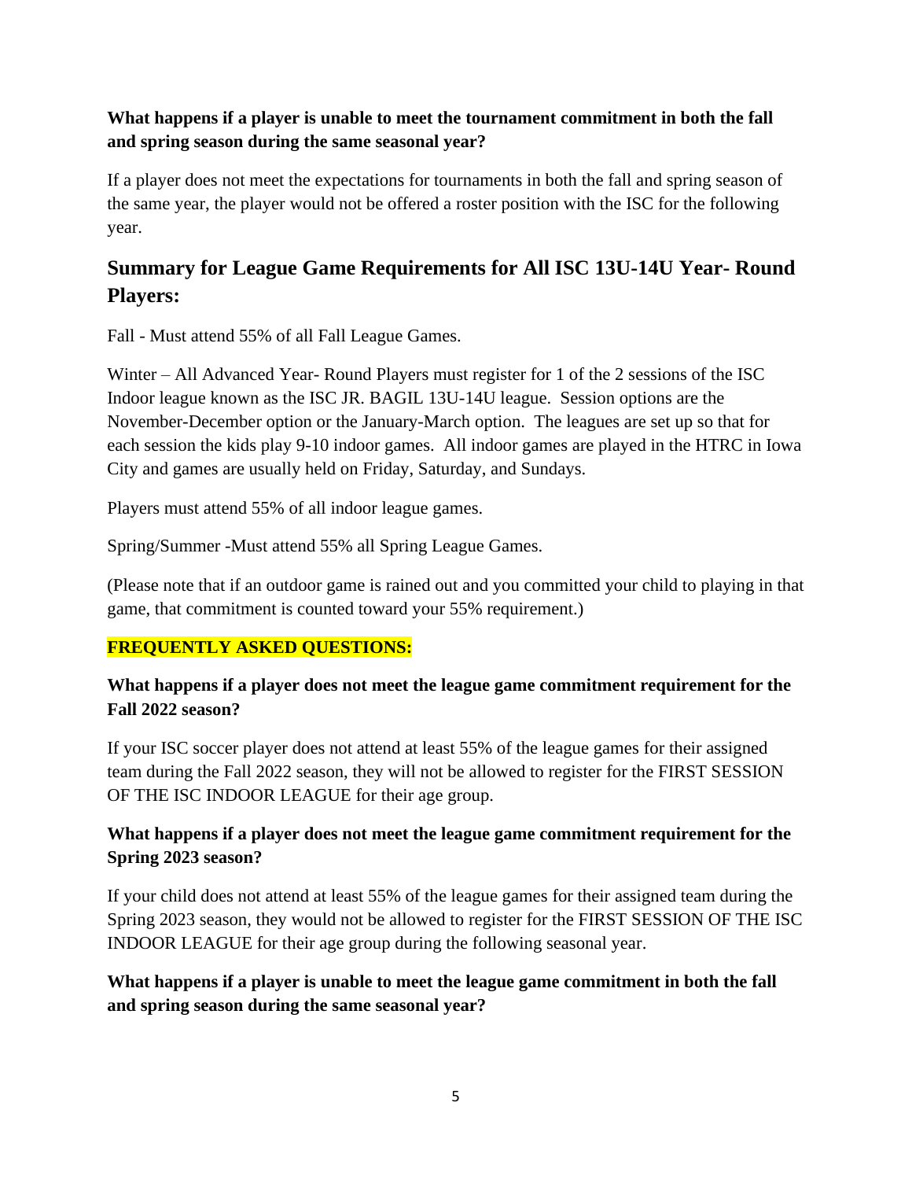**What happens if a player is unable to meet the tournament commitment in both the fall and spring season during the same seasonal year?**

If a player does not meet the expectations for tournaments in both the fall and spring season of the same year, the player would not be offered a roster position with the ISC for the following year.

## Summary for League Game Requirements for All ISC 13U-14U Year- Round Players:

Fall - Must attend 55% of all Fall League Games.

Winter – All Advanced Year- Round Players must register for 1 of the 2 sessions of the ISC Indoor league known as the ISC JR. BAGIL 13U-14U league. Session options are the November-December option or the January-March option. The leagues are set up so that for each session the kids play 9-10 indoor games. All indoor games are played in the HTRC in Iowa City and games are usually held on Friday, Saturday, and Sundays.

Players must attend 55% of all indoor league games.

Spring/Summer -Must attend 55% all Spring League Games.

(Please note that if an outdoor game is rained out and you committed your child to playing in that game, that commitment is counted toward your 55% requirement.)

**FREQUENTLY ASKED QUESTIONS:**

**What happens if a player does not meet the league game commitment requirement for the Fall 2022 season?**

If your ISC soccer player does not attend at least 55% of the league games for their assigned team during the Fall 2022 season, they will not be allowed to register for the FIRST SESSION OF THE ISC INDOOR LEAGUE for their age group.

**What happens if a player does not meet the league game commitment requirement for the Spring 2023 season?**

If your child does not attend at least 55% of the league games for their assigned team during the Spring 2023 season, they would not be allowed to register for the FIRST SESSION OF THE ISC INDOOR LEAGUE for their age group during the following seasonal year.

**What happens if a player is unable to meet the league game commitment in both the fall and spring season during the same seasonal year?**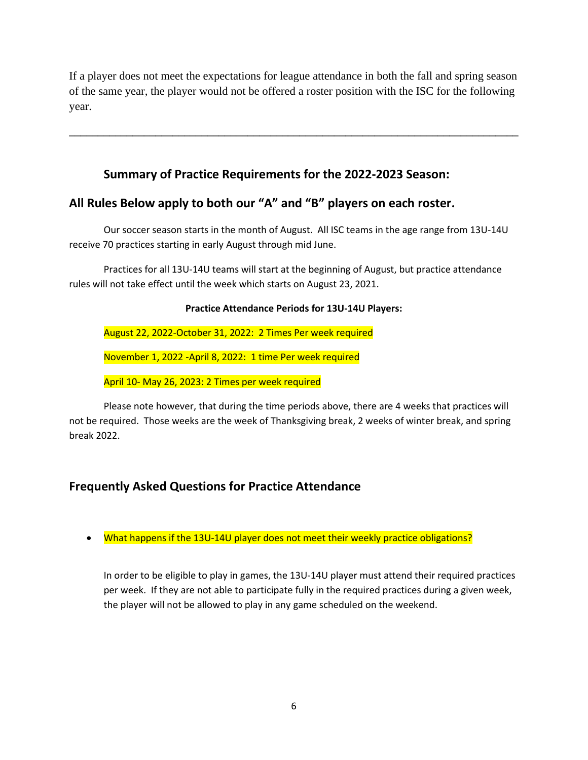If a player does not meet the expectations for league attendance in both the fall and spring season of the same year, the player would not be offered a roster position with the ISC for the following year.

---

### Summary of Practice Requirements for the 2022-2023 Season:

### All Rules Below apply to both our "A" and "B" players on each roster.

Our soccer season starts in the month of August. All ISC teams in the age range from 13U-14U receive 70 practices starting in early August through mid June.

Practices for all 13U-14U teams will start at the beginning of August, but practice attendance rules will not take effect until the week which starts on August 23, 2021.

**Practice Attendance Periods for 13U-14U Players:**

August 22, 2022-October 31, 2022: 2 Times Per week required

November 1, 2022 -April 8, 2022: 1 time Per week required

April 10- May 26, 2023: 2 Times per week required

Please note however, that during the time periods above, there are 4 weeks that practices will not be required. Those weeks are the week of Thanksgiving break, 2 weeks of winter break, and spring break 2022.

### Frequently Asked Questions for Practice Attendance

- What happens if the 13U-14U player does not meet their weekly practice obligations?

  In order to be eligible to play in games, the 13U-14U player must attend their required practices per week. If they are not able to participate fully in the required practices during a given week, the player will not be allowed to play in any game scheduled on the weekend.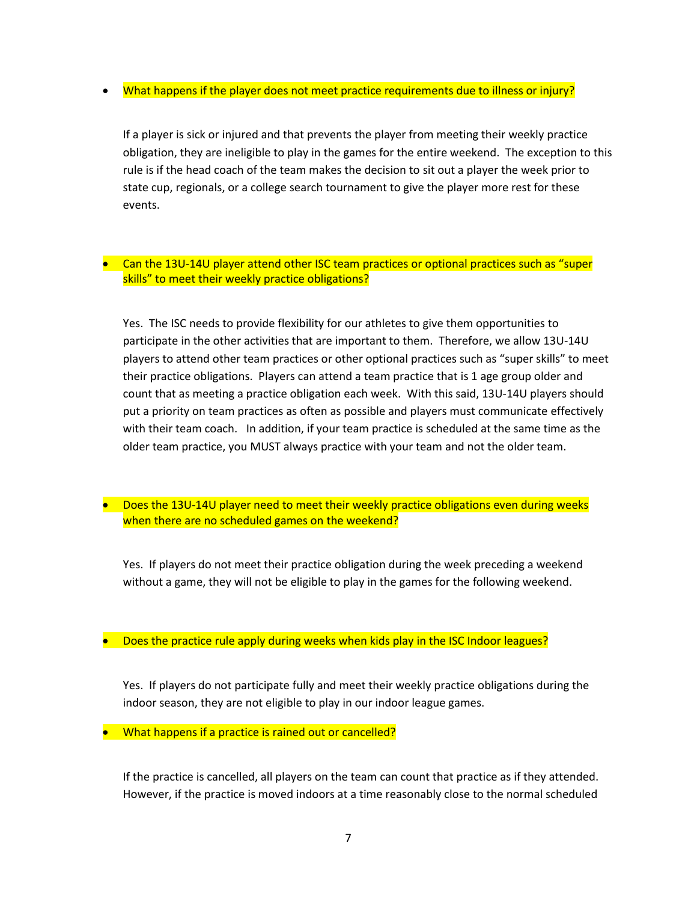- What happens if the player does not meet practice requirements due to illness or injury?

  If a player is sick or injured and that prevents the player from meeting their weekly practice obligation, they are ineligible to play in the games for the entire weekend. The exception to this rule is if the head coach of the team makes the decision to sit out a player the week prior to state cup, regionals, or a college search tournament to give the player more rest for these events.

- Can the 13U-14U player attend other ISC team practices or optional practices such as "super skills" to meet their weekly practice obligations?

  Yes. The ISC needs to provide flexibility for our athletes to give them opportunities to participate in the other activities that are important to them. Therefore, we allow 13U-14U players to attend other team practices or other optional practices such as "super skills" to meet their practice obligations. Players can attend a team practice that is 1 age group older and count that as meeting a practice obligation each week. With this said, 13U-14U players should put a priority on team practices as often as possible and players must communicate effectively with their team coach. In addition, if your team practice is scheduled at the same time as the older team practice, you MUST always practice with your team and not the older team.

- Does the 13U-14U player need to meet their weekly practice obligations even during weeks when there are no scheduled games on the weekend?

  Yes. If players do not meet their practice obligation during the week preceding a weekend without a game, they will not be eligible to play in the games for the following weekend.

- Does the practice rule apply during weeks when kids play in the ISC Indoor leagues?

  Yes. If players do not participate fully and meet their weekly practice obligations during the indoor season, they are not eligible to play in our indoor league games.

- What happens if a practice is rained out or cancelled?

  If the practice is cancelled, all players on the team can count that practice as if they attended. However, if the practice is moved indoors at a time reasonably close to the normal scheduled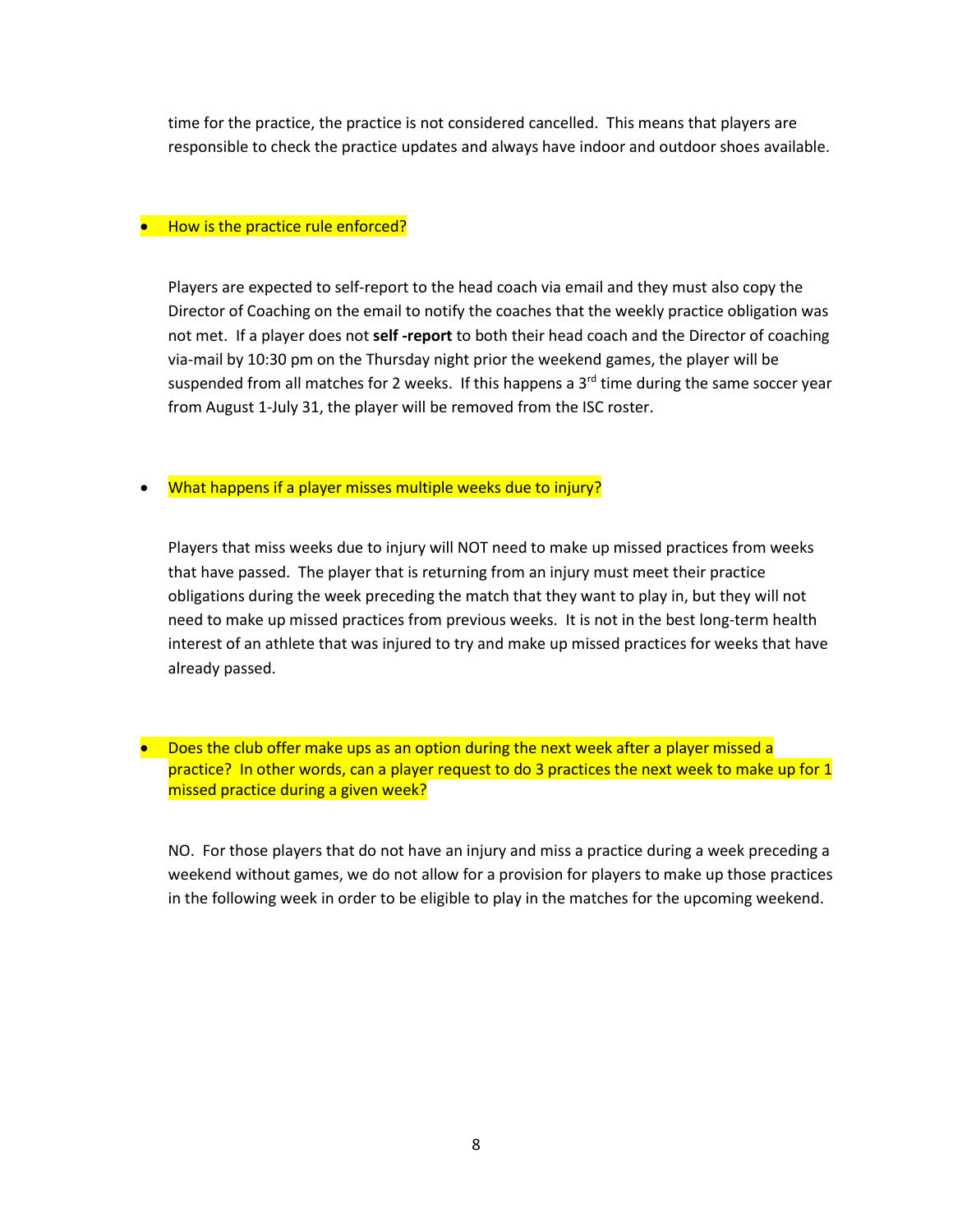time for the practice, the practice is not considered cancelled. This means that players are responsible to check the practice updates and always have indoor and outdoor shoes available.

- How is the practice rule enforced?

  Players are expected to self-report to the head coach via email and they must also copy the Director of Coaching on the email to notify the coaches that the weekly practice obligation was not met. If a player does not **self -report** to both their head coach and the Director of coaching via-mail by 10:30 pm on the Thursday night prior the weekend games, the player will be suspended from all matches for 2 weeks. If this happens a 3rd time during the same soccer year from August 1-July 31, the player will be removed from the ISC roster.

- What happens if a player misses multiple weeks due to injury?

  Players that miss weeks due to injury will NOT need to make up missed practices from weeks that have passed. The player that is returning from an injury must meet their practice obligations during the week preceding the match that they want to play in, but they will not need to make up missed practices from previous weeks. It is not in the best long-term health interest of an athlete that was injured to try and make up missed practices for weeks that have already passed.

- Does the club offer make ups as an option during the next week after a player missed a practice? In other words, can a player request to do 3 practices the next week to make up for 1 missed practice during a given week?

  NO. For those players that do not have an injury and miss a practice during a week preceding a weekend without games, we do not allow for a provision for players to make up those practices in the following week in order to be eligible to play in the matches for the upcoming weekend.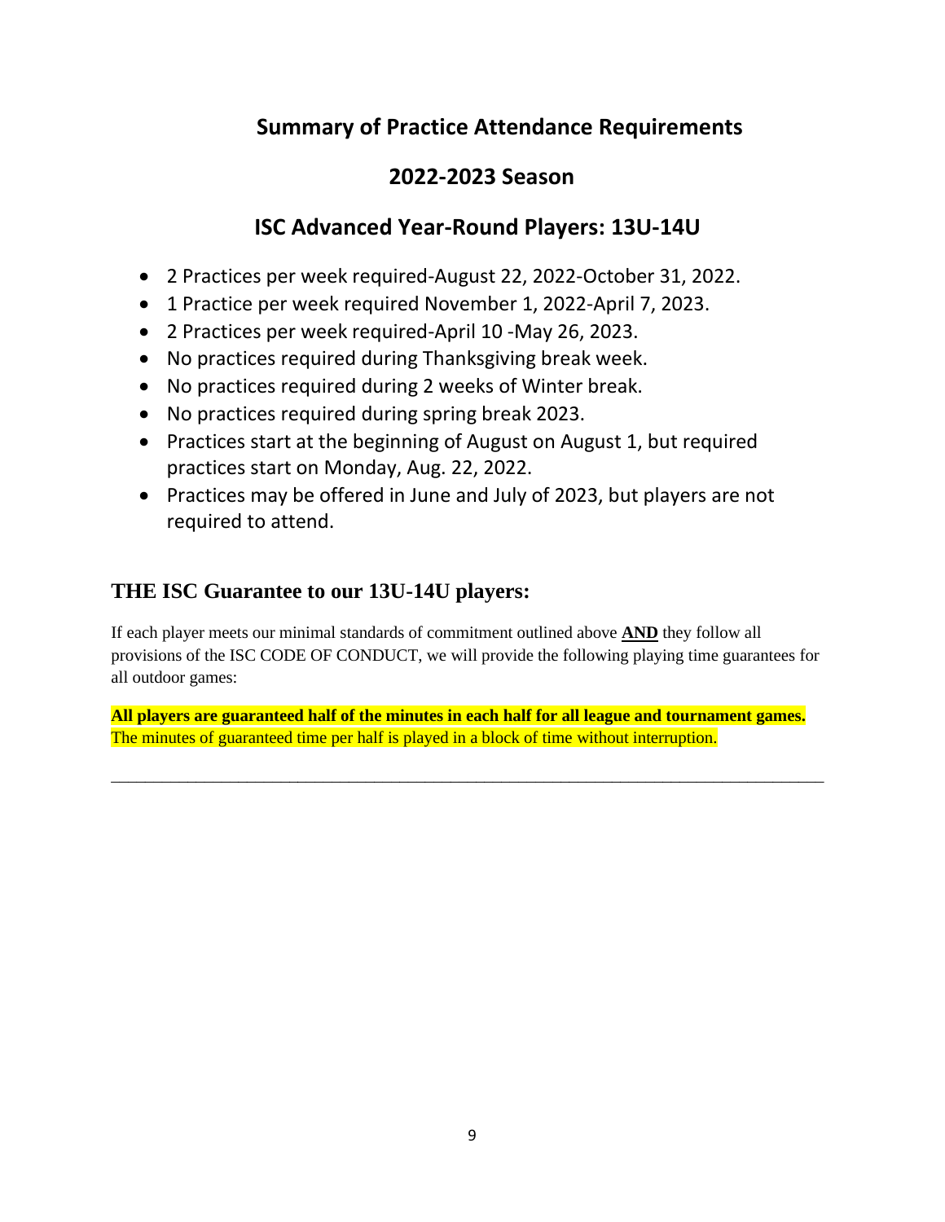## Summary of Practice Attendance Requirements

## 2022-2023 Season

## ISC Advanced Year-Round Players: 13U-14U

- 2 Practices per week required-August 22, 2022-October 31, 2022.
- 1 Practice per week required November 1, 2022-April 7, 2023.
- 2 Practices per week required-April 10 -May 26, 2023.
- No practices required during Thanksgiving break week.
- No practices required during 2 weeks of Winter break.
- No practices required during spring break 2023.
- Practices start at the beginning of August on August 1, but required practices start on Monday, Aug. 22, 2022.
- Practices may be offered in June and July of 2023, but players are not required to attend.

### THE ISC Guarantee to our 13U-14U players:

If each player meets our minimal standards of commitment outlined above **AND** they follow all provisions of the ISC CODE OF CONDUCT, we will provide the following playing time guarantees for all outdoor games:

**All players are guaranteed half of the minutes in each half for all league and tournament games.** The minutes of guaranteed time per half is played in a block of time without interruption.

---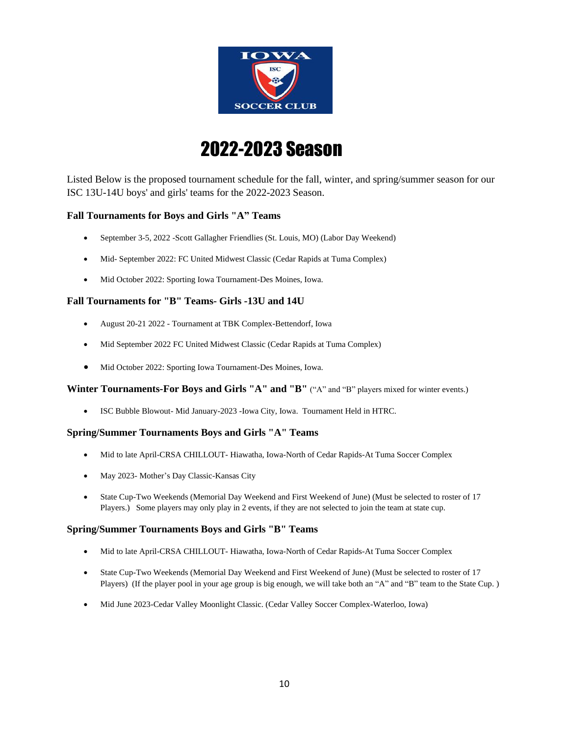# 2022-2023 Season

Listed Below is the proposed tournament schedule for the fall, winter, and spring/summer season for our ISC 13U-14U boys' and girls' teams for the 2022-2023 Season.

### Fall Tournaments for Boys and Girls "A" Teams

- September 3-5, 2022 -Scott Gallagher Friendlies (St. Louis, MO) (Labor Day Weekend)
- Mid- September 2022: FC United Midwest Classic (Cedar Rapids at Tuma Complex)
- Mid October 2022: Sporting Iowa Tournament-Des Moines, Iowa.

### Fall Tournaments for "B" Teams- Girls -13U and 14U

- August 20-21 2022 - Tournament at TBK Complex-Bettendorf, Iowa
- Mid September 2022 FC United Midwest Classic (Cedar Rapids at Tuma Complex)
- Mid October 2022: Sporting Iowa Tournament-Des Moines, Iowa.

### Winter Tournaments-For Boys and Girls "A" and "B" ("A" and "B" players mixed for winter events.)

- ISC Bubble Blowout- Mid January-2023 -Iowa City, Iowa. Tournament Held in HTRC.

### Spring/Summer Tournaments Boys and Girls "A" Teams

- Mid to late April-CRSA CHILLOUT- Hiawatha, Iowa-North of Cedar Rapids-At Tuma Soccer Complex
- May 2023- Mother's Day Classic-Kansas City
- State Cup-Two Weekends (Memorial Day Weekend and First Weekend of June) (Must be selected to roster of 17 Players.) Some players may only play in 2 events, if they are not selected to join the team at state cup.

### Spring/Summer Tournaments Boys and Girls "B" Teams

- Mid to late April-CRSA CHILLOUT- Hiawatha, Iowa-North of Cedar Rapids-At Tuma Soccer Complex
- State Cup-Two Weekends (Memorial Day Weekend and First Weekend of June) (Must be selected to roster of 17 Players) (If the player pool in your age group is big enough, we will take both an "A" and "B" team to the State Cup. )
- Mid June 2023-Cedar Valley Moonlight Classic. (Cedar Valley Soccer Complex-Waterloo, Iowa)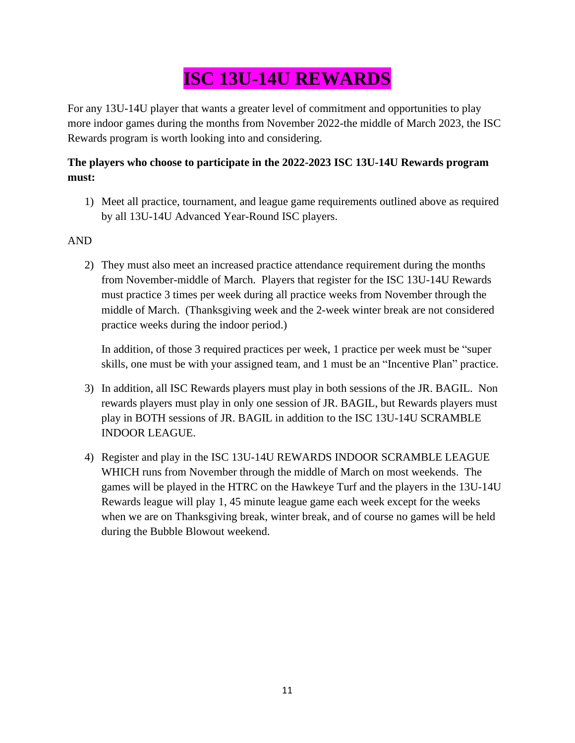# ISC 13U-14U REWARDS

For any 13U-14U player that wants a greater level of commitment and opportunities to play more indoor games during the months from November 2022-the middle of March 2023, the ISC Rewards program is worth looking into and considering.

**The players who choose to participate in the 2022-2023 ISC 13U-14U Rewards program must:**

1) Meet all practice, tournament, and league game requirements outlined above as required by all 13U-14U Advanced Year-Round ISC players.

AND

2) They must also meet an increased practice attendance requirement during the months from November-middle of March. Players that register for the ISC 13U-14U Rewards must practice 3 times per week during all practice weeks from November through the middle of March. (Thanksgiving week and the 2-week winter break are not considered practice weeks during the indoor period.)

   In addition, of those 3 required practices per week, 1 practice per week must be "super skills, one must be with your assigned team, and 1 must be an "Incentive Plan" practice.

3) In addition, all ISC Rewards players must play in both sessions of the JR. BAGIL. Non rewards players must play in only one session of JR. BAGIL, but Rewards players must play in BOTH sessions of JR. BAGIL in addition to the ISC 13U-14U SCRAMBLE INDOOR LEAGUE.

4) Register and play in the ISC 13U-14U REWARDS INDOOR SCRAMBLE LEAGUE WHICH runs from November through the middle of March on most weekends. The games will be played in the HTRC on the Hawkeye Turf and the players in the 13U-14U Rewards league will play 1, 45 minute league game each week except for the weeks when we are on Thanksgiving break, winter break, and of course no games will be held during the Bubble Blowout weekend.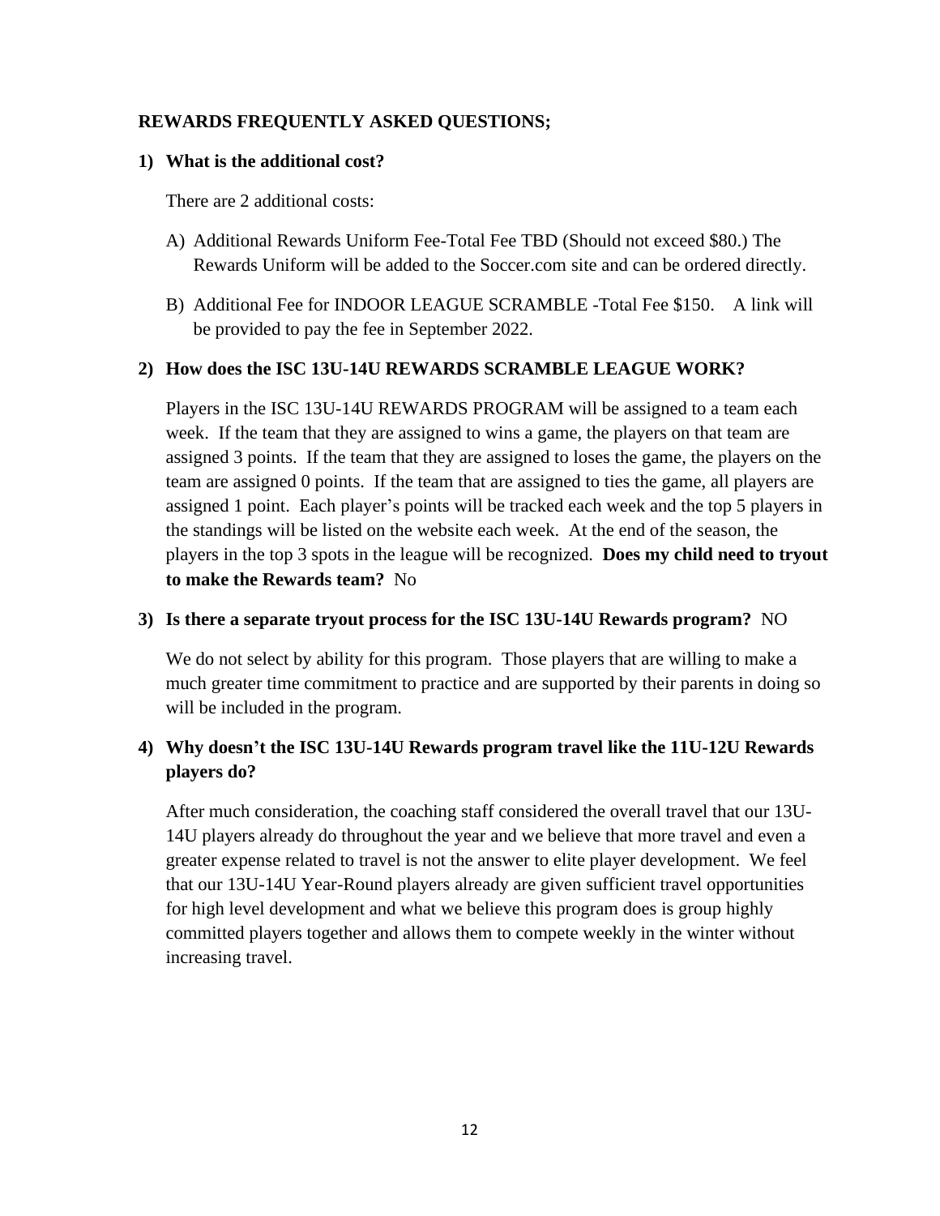**REWARDS FREQUENTLY ASKED QUESTIONS;**

**1) What is the additional cost?**

There are 2 additional costs:

A) Additional Rewards Uniform Fee-Total Fee TBD (Should not exceed $80.) The Rewards Uniform will be added to the Soccer.com site and can be ordered directly.

B) Additional Fee for INDOOR LEAGUE SCRAMBLE -Total Fee $150. A link will be provided to pay the fee in September 2022.

**2) How does the ISC 13U-14U REWARDS SCRAMBLE LEAGUE WORK?**

Players in the ISC 13U-14U REWARDS PROGRAM will be assigned to a team each week. If the team that they are assigned to wins a game, the players on that team are assigned 3 points. If the team that they are assigned to loses the game, the players on the team are assigned 0 points. If the team that are assigned to ties the game, all players are assigned 1 point. Each player's points will be tracked each week and the top 5 players in the standings will be listed on the website each week. At the end of the season, the players in the top 3 spots in the league will be recognized. **Does my child need to tryout to make the Rewards team?** No

**3) Is there a separate tryout process for the ISC 13U-14U Rewards program?** NO

We do not select by ability for this program. Those players that are willing to make a much greater time commitment to practice and are supported by their parents in doing so will be included in the program.

**4) Why doesn't the ISC 13U-14U Rewards program travel like the 11U-12U Rewards players do?**

After much consideration, the coaching staff considered the overall travel that our 13U-14U players already do throughout the year and we believe that more travel and even a greater expense related to travel is not the answer to elite player development. We feel that our 13U-14U Year-Round players already are given sufficient travel opportunities for high level development and what we believe this program does is group highly committed players together and allows them to compete weekly in the winter without increasing travel.